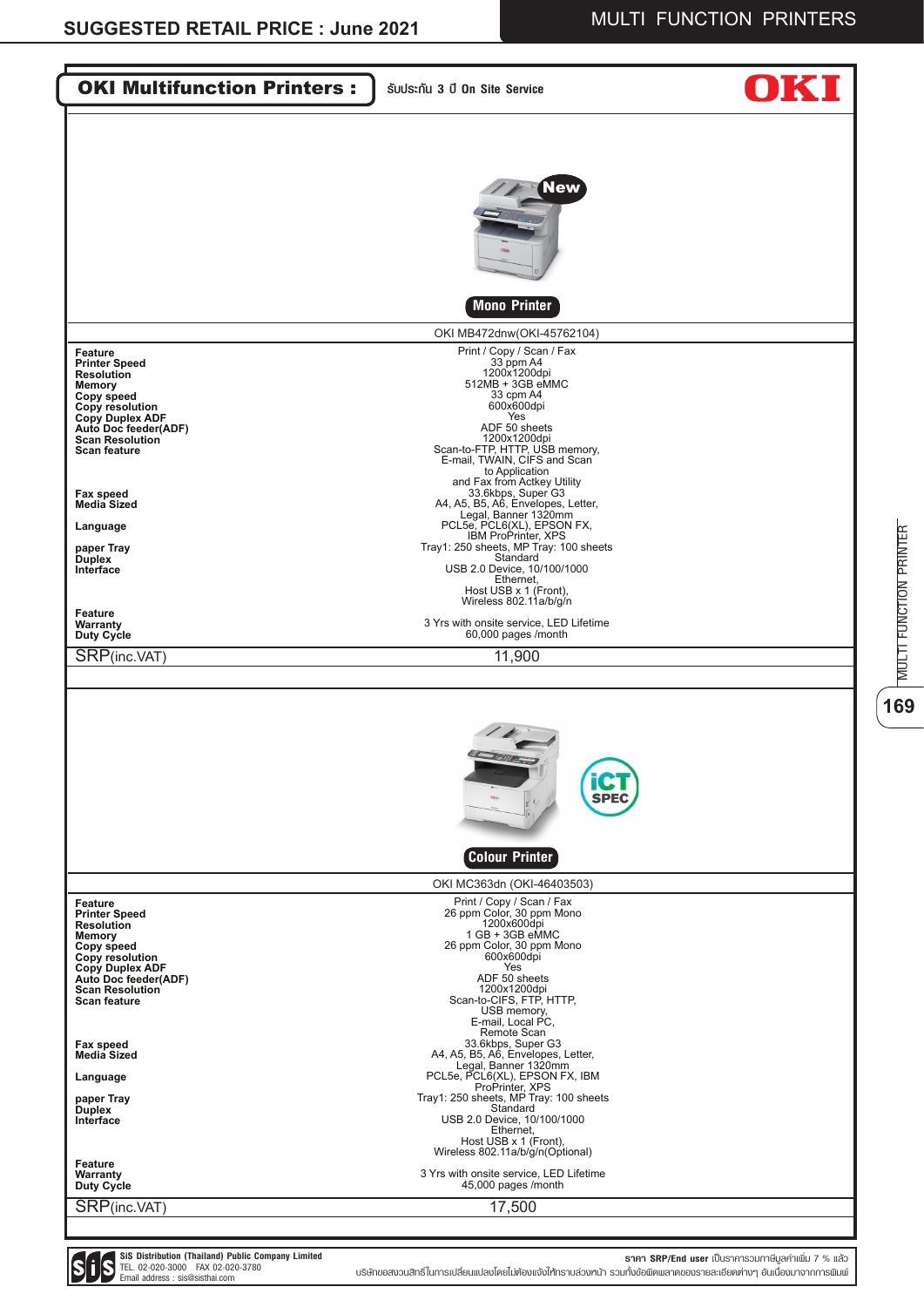# SUGGESTED RETAIL PRICE : June 2021

## MULTI FUNCTION PRINTERS

## OKI Multifunction Printers : รับประกัน 3 ปี On Site Service

OKI

New

**Mono Printer**

| | OKI MB472dnw(OKI-45762104) |
|---|---|
| **Feature** | Print / Copy / Scan / Fax |
| **Printer Speed** | 33 ppm A4 |
| **Resolution** | 1200x1200dpi |
| **Memory** | 512MB + 3GB eMMC |
| **Copy speed** | 33 cpm A4 |
| **Copy resolution** | 600x600dpi |
| **Copy Duplex ADF** | Yes |
| **Auto Doc feeder(ADF)** | ADF 50 sheets |
| **Scan Resolution** | 1200x1200dpi |
| **Scan feature** | Scan-to-FTP, HTTP, USB memory, E-mail, TWAIN, CIFS and Scan to Application and Fax from Actkey Utility |
| **Fax speed** | 33.6kbps, Super G3 |
| **Media Sized** | A4, A5, B5, A6, Envelopes, Letter, Legal, Banner 1320mm |
| **Language** | PCL5e, PCL6(XL), EPSON FX, IBM ProPrinter, XPS |
| **paper Tray** | Tray1: 250 sheets, MP Tray: 100 sheets |
| **Duplex** | Standard |
| **Interface** | USB 2.0 Device, 10/100/1000 Ethernet, Host USB x 1 (Front), Wireless 802.11a/b/g/n |
| **Feature** | |
| **Warranty** | 3 Yrs with onsite service, LED Lifetime |
| **Duty Cycle** | 60,000 pages /month |
| SRP(inc.VAT) | 11,900 |

iCT SPEC

**Colour Printer**

| | OKI MC363dn (OKI-46403503) |
|---|---|
| **Feature** | Print / Copy / Scan / Fax |
| **Printer Speed** | 26 ppm Color, 30 ppm Mono |
| **Resolution** | 1200x600dpi |
| **Memory** | 1 GB + 3GB eMMC |
| **Copy speed** | 26 ppm Color, 30 ppm Mono |
| **Copy resolution** | 600x600dpi |
| **Copy Duplex ADF** | Yes |
| **Auto Doc feeder(ADF)** | ADF 50 sheets |
| **Scan Resolution** | 1200x1200dpi |
| **Scan feature** | Scan-to-CIFS, FTP, HTTP, USB memory, E-mail, Local PC, Remote Scan |
| **Fax speed** | 33.6kbps, Super G3 |
| **Media Sized** | A4, A5, B5, A6, Envelopes, Letter, Legal, Banner 1320mm |
| **Language** | PCL5e, PCL6(XL), EPSON FX, IBM ProPrinter, XPS |
| **paper Tray** | Tray1: 250 sheets, MP Tray: 100 sheets |
| **Duplex** | Standard |
| **Interface** | USB 2.0 Device, 10/100/1000 Ethernet, Host USB x 1 (Front), Wireless 802.11a/b/g/n(Optional) |
| **Feature** | |
| **Warranty** | 3 Yrs with onsite service, LED Lifetime |
| **Duty Cycle** | 45,000 pages /month |
| SRP(inc.VAT) | 17,500 |

**SiS Distribution (Thailand) Public Company Limited**
TEL. 02-020-3000 FAX 02-020-3780
Email address : sis@sisthai.com

**ราคา SRP/End user** เป็นราคารวมภาษีมูลค่าเพิ่ม 7 % แล้ว
บริษัทขอสงวนสิทธิ์ในการเปลี่ยนแปลงโดยไม่ต้องแจ้งให้ทราบล่วงหน้า รวมทั้งข้อผิดพลาดของรายละเอียดต่างๆ อันเนื่องมาจากการพิมพ์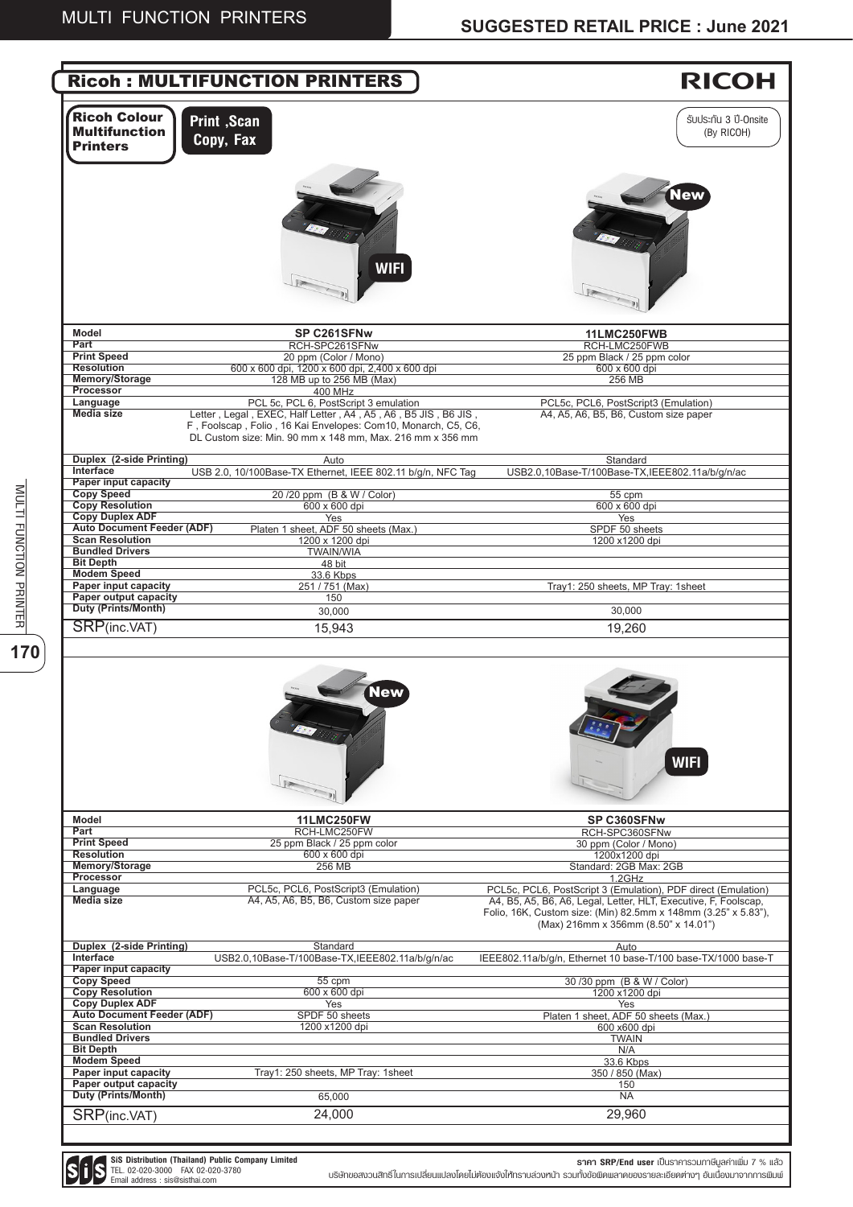# Ricoh : MULTIFUNCTION PRINTERS

**RICOH**

## Ricoh Colour Multifunction Printers

**Print ,Scan Copy, Fax**

รับประกัน 3 ปี-Onsite (By RICOH)

WIFI | New

| Model | SP C261SFNw | 11LMC250FWB |
|---|---|---|
| Part | RCH-SPC261SFNw | RCH-LMC250FWB |
| Print Speed | 20 ppm (Color / Mono) | 25 ppm Black / 25 ppm color |
| Resolution | 600 x 600 dpi, 1200 x 600 dpi, 2,400 x 600 dpi | 600 x 600 dpi |
| Memory/Storage | 128 MB up to 256 MB (Max) | 256 MB |
| Processor | 400 MHz | |
| Language | PCL 5c, PCL 6, PostScript 3 emulation | PCL5c, PCL6, PostScript3 (Emulation) |
| Media size | Letter , Legal , EXEC, Half Letter , A4 , A5 , A6 , B5 JIS , B6 JIS , F , Foolscap , Folio , 16 Kai Envelopes: Com10, Monarch, C5, C6, DL Custom size: Min. 90 mm x 148 mm, Max. 216 mm x 356 mm | A4, A5, A6, B5, B6, Custom size paper |
| Duplex (2-side Printing) | Auto | Standard |
| Interface | USB 2.0, 10/100Base-TX Ethernet, IEEE 802.11 b/g/n, NFC Tag | USB2.0,10Base-T/100Base-TX,IEEE802.11a/b/g/n/ac |
| Paper input capacity | | |
| Copy Speed | 20 /20 ppm (B & W / Color) | 55 cpm |
| Copy Resolution | 600 x 600 dpi | 600 x 600 dpi |
| Copy Duplex ADF | Yes | Yes |
| Auto Document Feeder (ADF) | Platen 1 sheet, ADF 50 sheets (Max.) | SPDF 50 sheets |
| Scan Resolution | 1200 x 1200 dpi | 1200 x1200 dpi |
| Bundled Drivers | TWAIN/WIA | |
| Bit Depth | 48 bit | |
| Modem Speed | 33.6 Kbps | |
| Paper input capacity | 251 / 751 (Max) | Tray1: 250 sheets, MP Tray: 1sheet |
| Paper output capacity | 150 | |
| Duty (Prints/Month) | 30,000 | 30,000 |
| SRP(inc.VAT) | 15,943 | 19,260 |

New | WIFI

| Model | 11LMC250FW | SP C360SFNw |
|---|---|---|
| Part | RCH-LMC250FW | RCH-SPC360SFNw |
| Print Speed | 25 ppm Black / 25 ppm color | 30 ppm (Color / Mono) |
| Resolution | 600 x 600 dpi | 1200x1200 dpi |
| Memory/Storage | 256 MB | Standard: 2GB Max: 2GB |
| Processor | | 1.2GHz |
| Language | PCL5c, PCL6, PostScript3 (Emulation) | PCL5c, PCL6, PostScript 3 (Emulation), PDF direct (Emulation) |
| Media size | A4, A5, A6, B5, B6, Custom size paper | A4, B5, A5, B6, A6, Legal, Letter, HLT, Executive, F, Foolscap, Folio, 16K, Custom size: (Min) 82.5mm x 148mm (3.25" x 5.83"), (Max) 216mm x 356mm (8.50" x 14.01") |
| Duplex (2-side Printing) | Standard | Auto |
| Interface | USB2.0,10Base-T/100Base-TX,IEEE802.11a/b/g/n/ac | IEEE802.11a/b/g/n, Ethernet 10 base-T/100 base-TX/1000 base-T |
| Paper input capacity | | |
| Copy Speed | 55 cpm | 30 /30 ppm (B & W / Color) |
| Copy Resolution | 600 x 600 dpi | 1200 x1200 dpi |
| Copy Duplex ADF | Yes | Yes |
| Auto Document Feeder (ADF) | SPDF 50 sheets | Platen 1 sheet, ADF 50 sheets (Max.) |
| Scan Resolution | 1200 x1200 dpi | 600 x600 dpi |
| Bundled Drivers | | TWAIN |
| Bit Depth | | N/A |
| Modem Speed | | 33.6 Kbps |
| Paper input capacity | Tray1: 250 sheets, MP Tray: 1sheet | 350 / 850 (Max) |
| Paper output capacity | | 150 |
| Duty (Prints/Month) | 65,000 | NA |
| SRP(inc.VAT) | 24,000 | 29,960 |

SiS Distribution (Thailand) Public Company Limited
TEL. 02-020-3000 FAX 02-020-3780
Email address : sis@sisthai.com

ราคา SRP/End user เป็นราคารวมภาษีมูลค่าเพิ่ม 7 % แล้ว
บริษัทขอสงวนสิทธิ์ในการเปลี่ยนแปลงโดยไม่ต้องแจ้งให้ทราบล่วงหน้า รวมทั้งข้อผิดพลาดของรายละเอียดต่างๆ อันเนื่องมาจากการพิมพ์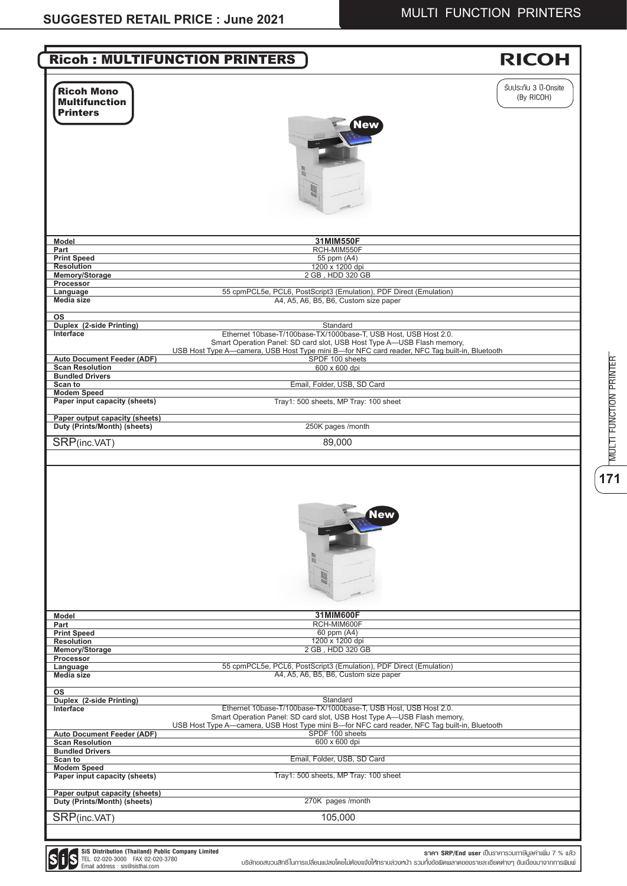## Ricoh : MULTIFUNCTION PRINTERS

RICOH

### Ricoh Mono Multifunction Printers

รับประกัน 3 ปี-Onsite (By RICOH)

New

| Model | 31MIM550F |
|---|---|
| Part | RCH-MIM550F |
| Print Speed | 55 ppm (A4) |
| Resolution | 1200 x 1200 dpi |
| Memory/Storage | 2 GB , HDD 320 GB |
| Processor | |
| Language | 55 cpmPCL5e, PCL6, PostScript3 (Emulation), PDF Direct (Emulation) |
| Media size | A4, A5, A6, B5, B6, Custom size paper |
| OS | |
| Duplex (2-side Printing) | Standard |
| Interface | Ethernet 10base-T/100base-TX/1000base-T, USB Host, USB Host 2.0. Smart Operation Panel: SD card slot, USB Host Type A—USB Flash memory, USB Host Type A—camera, USB Host Type mini B—for NFC card reader, NFC Tag built-in, Bluetooth |
| Auto Document Feeder (ADF) | SPDF 100 sheets |
| Scan Resolution | 600 x 600 dpi |
| Bundled Drivers | |
| Scan to | Email, Folder, USB, SD Card |
| Modem Speed | |
| Paper input capacity (sheets) | Tray1: 500 sheets, MP Tray: 100 sheet |
| Paper output capacity (sheets) | |
| Duty (Prints/Month) (sheets) | 250K pages /month |
| SRP(inc.VAT) | 89,000 |

New

| Model | 31MIM600F |
|---|---|
| Part | RCH-MIM600F |
| Print Speed | 60 ppm (A4) |
| Resolution | 1200 x 1200 dpi |
| Memory/Storage | 2 GB , HDD 320 GB |
| Processor | |
| Language | 55 cpmPCL5e, PCL6, PostScript3 (Emulation), PDF Direct (Emulation) |
| Media size | A4, A5, A6, B5, B6, Custom size paper |
| OS | |
| Duplex (2-side Printing) | Standard |
| Interface | Ethernet 10base-T/100base-TX/1000base-T, USB Host, USB Host 2.0. Smart Operation Panel: SD card slot, USB Host Type A—USB Flash memory, USB Host Type A—camera, USB Host Type mini B—for NFC card reader, NFC Tag built-in, Bluetooth |
| Auto Document Feeder (ADF) | SPDF 100 sheets |
| Scan Resolution | 600 x 600 dpi |
| Bundled Drivers | |
| Scan to | Email, Folder, USB, SD Card |
| Modem Speed | |
| Paper input capacity (sheets) | Tray1: 500 sheets, MP Tray: 100 sheet |
| Paper output capacity (sheets) | |
| Duty (Prints/Month) (sheets) | 270K pages /month |
| SRP(inc.VAT) | 105,000 |

SiS Distribution (Thailand) Public Company Limited
TEL. 02-020-3000 FAX 02-020-3780
Email address : sis@sisthai.com

ราคา SRP/End user เป็นราคารวมภาษีมูลค่าเพิ่ม 7 % แล้ว
บริษัทขอสงวนสิทธิ์ในการเปลี่ยนแปลงโดยไม่ต้องแจ้งให้ทราบล่วงหน้า รวมทั้งข้อผิดพลาดของรายละเอียดต่างๆ อันเนื่องมาจากการพิมพ์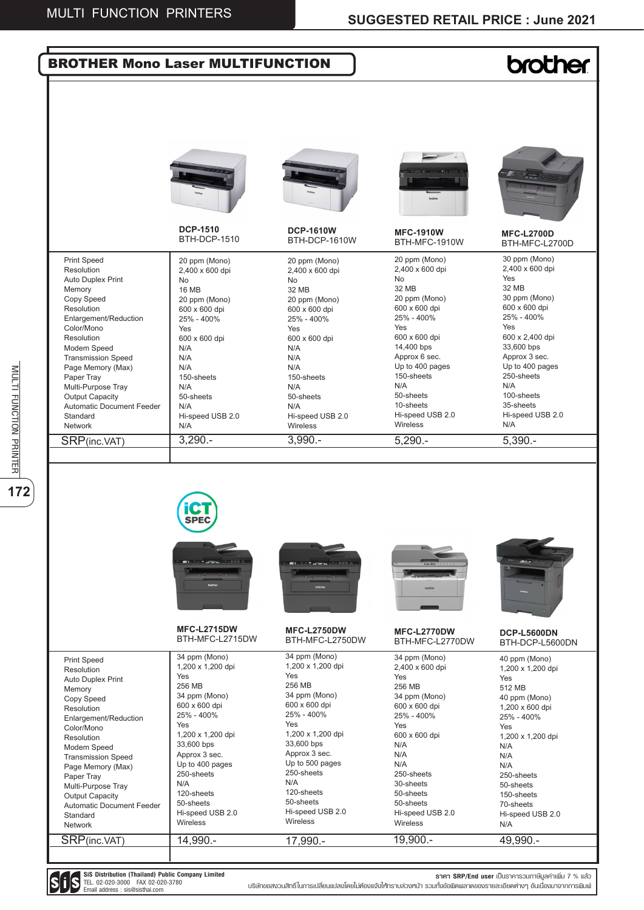# BROTHER Mono Laser MULTIFUNCTION

brother

| | DCP-1510<br>BTH-DCP-1510 | DCP-1610W<br>BTH-DCP-1610W | MFC-1910W<br>BTH-MFC-1910W | MFC-L2700D<br>BTH-MFC-L2700D |
|---|---|---|---|---|
| Print Speed | 20 ppm (Mono) | 20 ppm (Mono) | 20 ppm (Mono) | 30 ppm (Mono) |
| Resolution | 2,400 x 600 dpi | 2,400 x 600 dpi | 2,400 x 600 dpi | 2,400 x 600 dpi |
| Auto Duplex Print | No | No | No | Yes |
| Memory | 16 MB | 32 MB | 32 MB | 32 MB |
| Copy Speed | 20 ppm (Mono) | 20 ppm (Mono) | 20 ppm (Mono) | 30 ppm (Mono) |
| Resolution | 600 x 600 dpi | 600 x 600 dpi | 600 x 600 dpi | 600 x 600 dpi |
| Enlargement/Reduction | 25% - 400% | 25% - 400% | 25% - 400% | 25% - 400% |
| Color/Mono | Yes | Yes | Yes | Yes |
| Resolution | 600 x 600 dpi | 600 x 600 dpi | 600 x 600 dpi | 600 x 2,400 dpi |
| Modem Speed | N/A | N/A | 14,400 bps | 33,600 bps |
| Transmission Speed | N/A | N/A | Approx 6 sec. | Approx 3 sec. |
| Page Memory (Max) | N/A | N/A | Up to 400 pages | Up to 400 pages |
| Paper Tray | 150-sheets | 150-sheets | 150-sheets | 250-sheets |
| Multi-Purpose Tray | N/A | N/A | N/A | N/A |
| Output Capacity | 50-sheets | 50-sheets | 50-sheets | 100-sheets |
| Automatic Document Feeder | N/A | N/A | 10-sheets | 35-sheets |
| Standard | Hi-speed USB 2.0 | Hi-speed USB 2.0 | Hi-speed USB 2.0 | Hi-speed USB 2.0 |
| Network | N/A | Wireless | Wireless | N/A |
| SRP(inc.VAT) | 3,290.- | 3,990.- | 5,290.- | 5,390.- |

iCT SPEC

| | MFC-L2715DW<br>BTH-MFC-L2715DW | MFC-L2750DW<br>BTH-MFC-L2750DW | MFC-L2770DW<br>BTH-MFC-L2770DW | DCP-L5600DN<br>BTH-DCP-L5600DN |
|---|---|---|---|---|
| Print Speed | 34 ppm (Mono) | 34 ppm (Mono) | 34 ppm (Mono) | 40 ppm (Mono) |
| Resolution | 1,200 x 1,200 dpi | 1,200 x 1,200 dpi | 2,400 x 600 dpi | 1,200 x 1,200 dpi |
| Auto Duplex Print | Yes | Yes | Yes | Yes |
| Memory | 256 MB | 256 MB | 256 MB | 512 MB |
| Copy Speed | 34 ppm (Mono) | 34 ppm (Mono) | 34 ppm (Mono) | 40 ppm (Mono) |
| Resolution | 600 x 600 dpi | 600 x 600 dpi | 600 x 600 dpi | 1,200 x 600 dpi |
| Enlargement/Reduction | 25% - 400% | 25% - 400% | 25% - 400% | 25% - 400% |
| Color/Mono | Yes | Yes | Yes | Yes |
| Resolution | 1,200 x 1,200 dpi | 1,200 x 1,200 dpi | 600 x 600 dpi | 1,200 x 1,200 dpi |
| Modem Speed | 33,600 bps | 33,600 bps | N/A | N/A |
| Transmission Speed | Approx 3 sec. | Approx 3 sec. | N/A | N/A |
| Page Memory (Max) | Up to 400 pages | Up to 500 pages | N/A | N/A |
| Paper Tray | 250-sheets | 250-sheets | 250-sheets | 250-sheets |
| Multi-Purpose Tray | N/A | N/A | 30-sheets | 50-sheets |
| Output Capacity | 120-sheets | 120-sheets | 50-sheets | 150-sheets |
| Automatic Document Feeder | 50-sheets | 50-sheets | 50-sheets | 70-sheets |
| Standard | Hi-speed USB 2.0 | Hi-speed USB 2.0 | Hi-speed USB 2.0 | Hi-speed USB 2.0 |
| Network | Wireless | Wireless | Wireless | N/A |
| SRP(inc.VAT) | 14,990.- | 17,990.- | 19,900.- | 49,990.- |

SiS Distribution (Thailand) Public Company Limited
TEL. 02-020-3000 FAX 02-020-3780
Email address : sis@sisthai.com

ราคา SRP/End user เป็นราคารวมภาษีมูลค่าเพิ่ม 7 % แล้ว
บริษัทขอสงวนสิทธิ์ในการเปลี่ยนแปลงโดยไม่ต้องแจ้งให้ทราบล่วงหน้า รวมทั้งข้อผิดพลาดของรายละเอียดต่างๆ อันเนื่องมาจากการพิมพ์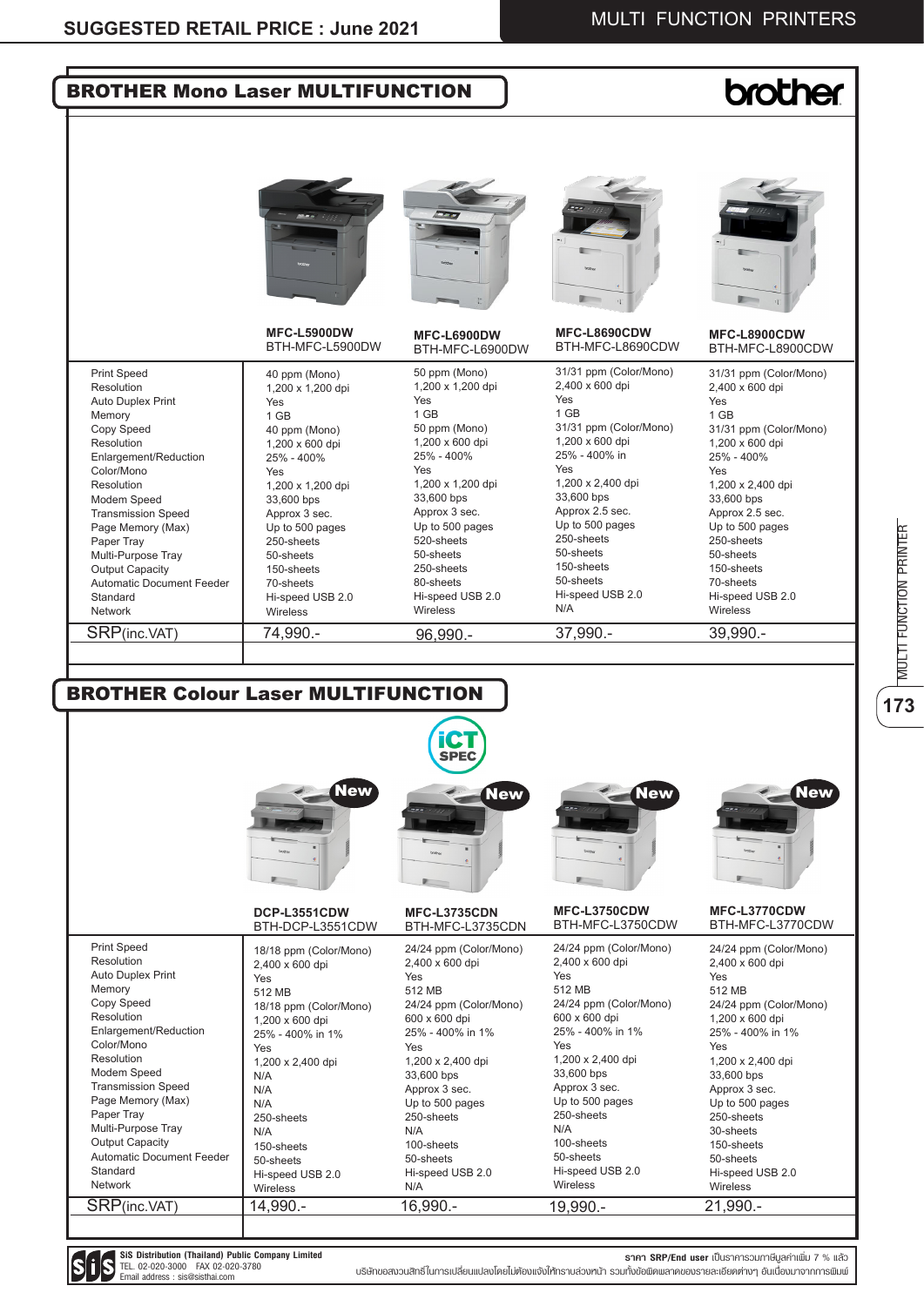# BROTHER Mono Laser MULTIFUNCTION

| | MFC-L5900DW<br>BTH-MFC-L5900DW | MFC-L6900DW<br>BTH-MFC-L6900DW | MFC-L8690CDW<br>BTH-MFC-L8690CDW | MFC-L8900CDW<br>BTH-MFC-L8900CDW |
|---|---|---|---|---|
| Print Speed | 40 ppm (Mono) | 50 ppm (Mono) | 31/31 ppm (Color/Mono) | 31/31 ppm (Color/Mono) |
| Resolution | 1,200 x 1,200 dpi | 1,200 x 1,200 dpi | 2,400 x 600 dpi | 2,400 x 600 dpi |
| Auto Duplex Print | Yes | Yes | Yes | Yes |
| Memory | 1 GB | 1 GB | 1 GB | 1 GB |
| Copy Speed | 40 ppm (Mono) | 50 ppm (Mono) | 31/31 ppm (Color/Mono) | 31/31 ppm (Color/Mono) |
| Resolution | 1,200 x 600 dpi | 1,200 x 600 dpi | 1,200 x 600 dpi | 1,200 x 600 dpi |
| Enlargement/Reduction | 25% - 400% | 25% - 400% | 25% - 400% in | 25% - 400% |
| Color/Mono | Yes | Yes | Yes | Yes |
| Resolution | 1,200 x 1,200 dpi | 1,200 x 1,200 dpi | 1,200 x 2,400 dpi | 1,200 x 2,400 dpi |
| Modem Speed | 33,600 bps | 33,600 bps | 33,600 bps | 33,600 bps |
| Transmission Speed | Approx 3 sec. | Approx 3 sec. | Approx 2.5 sec. | Approx 2.5 sec. |
| Page Memory (Max) | Up to 500 pages | Up to 500 pages | Up to 500 pages | Up to 500 pages |
| Paper Tray | 250-sheets | 520-sheets | 250-sheets | 250-sheets |
| Multi-Purpose Tray | 50-sheets | 50-sheets | 50-sheets | 50-sheets |
| Output Capacity | 150-sheets | 250-sheets | 150-sheets | 150-sheets |
| Automatic Document Feeder | 70-sheets | 80-sheets | 50-sheets | 70-sheets |
| Standard | Hi-speed USB 2.0 | Hi-speed USB 2.0 | Hi-speed USB 2.0 | Hi-speed USB 2.0 |
| Network | Wireless | Wireless | N/A | Wireless |
| SRP(inc.VAT) | 74,990.- | 96,990.- | 37,990.- | 39,990.- |

# BROTHER Colour Laser MULTIFUNCTION

| | DCP-L3551CDW<br>BTH-DCP-L3551CDW (New) | MFC-L3735CDN<br>BTH-MFC-L3735CDN (New) | MFC-L3750CDW<br>BTH-MFC-L3750CDW (New) | MFC-L3770CDW<br>BTH-MFC-L3770CDW (New) |
|---|---|---|---|---|
| Print Speed | 18/18 ppm (Color/Mono) | 24/24 ppm (Color/Mono) | 24/24 ppm (Color/Mono) | 24/24 ppm (Color/Mono) |
| Resolution | 2,400 x 600 dpi | 2,400 x 600 dpi | 2,400 x 600 dpi | 2,400 x 600 dpi |
| Auto Duplex Print | Yes | Yes | Yes | Yes |
| Memory | 512 MB | 512 MB | 512 MB | 512 MB |
| Copy Speed | 18/18 ppm (Color/Mono) | 24/24 ppm (Color/Mono) | 24/24 ppm (Color/Mono) | 24/24 ppm (Color/Mono) |
| Resolution | 1,200 x 600 dpi | 600 x 600 dpi | 600 x 600 dpi | 1,200 x 600 dpi |
| Enlargement/Reduction | 25% - 400% in 1% | 25% - 400% in 1% | 25% - 400% in 1% | 25% - 400% in 1% |
| Color/Mono | Yes | Yes | Yes | Yes |
| Resolution | 1,200 x 2,400 dpi | 1,200 x 2,400 dpi | 1,200 x 2,400 dpi | 1,200 x 2,400 dpi |
| Modem Speed | N/A | 33,600 bps | 33,600 bps | 33,600 bps |
| Transmission Speed | N/A | Approx 3 sec. | Approx 3 sec. | Approx 3 sec. |
| Page Memory (Max) | N/A | Up to 500 pages | Up to 500 pages | Up to 500 pages |
| Paper Tray | 250-sheets | 250-sheets | 250-sheets | 250-sheets |
| Multi-Purpose Tray | N/A | N/A | N/A | 30-sheets |
| Output Capacity | 150-sheets | 100-sheets | 100-sheets | 150-sheets |
| Automatic Document Feeder | 50-sheets | 50-sheets | 50-sheets | 50-sheets |
| Standard | Hi-speed USB 2.0 | Hi-speed USB 2.0 | Hi-speed USB 2.0 | Hi-speed USB 2.0 |
| Network | Wireless | N/A | Wireless | Wireless |
| SRP(inc.VAT) | 14,990.- | 16,990.- | 19,990.- | 21,990.- |

iCT SPEC

SiS Distribution (Thailand) Public Company Limited
TEL. 02-020-3000 FAX 02-020-3780
Email address : sis@sisthai.com

ราคา SRP/End user เป็นราคารวมภาษีมูลค่าเพิ่ม 7 % แล้ว
บริษัทขอสงวนสิทธิ์ในการเปลี่ยนแปลงโดยไม่ต้องแจ้งให้ทราบล่วงหน้า รวมทั้งข้อผิดพลาดของรายละเอียดต่างๆ อันเนื่องมาจากการพิมพ์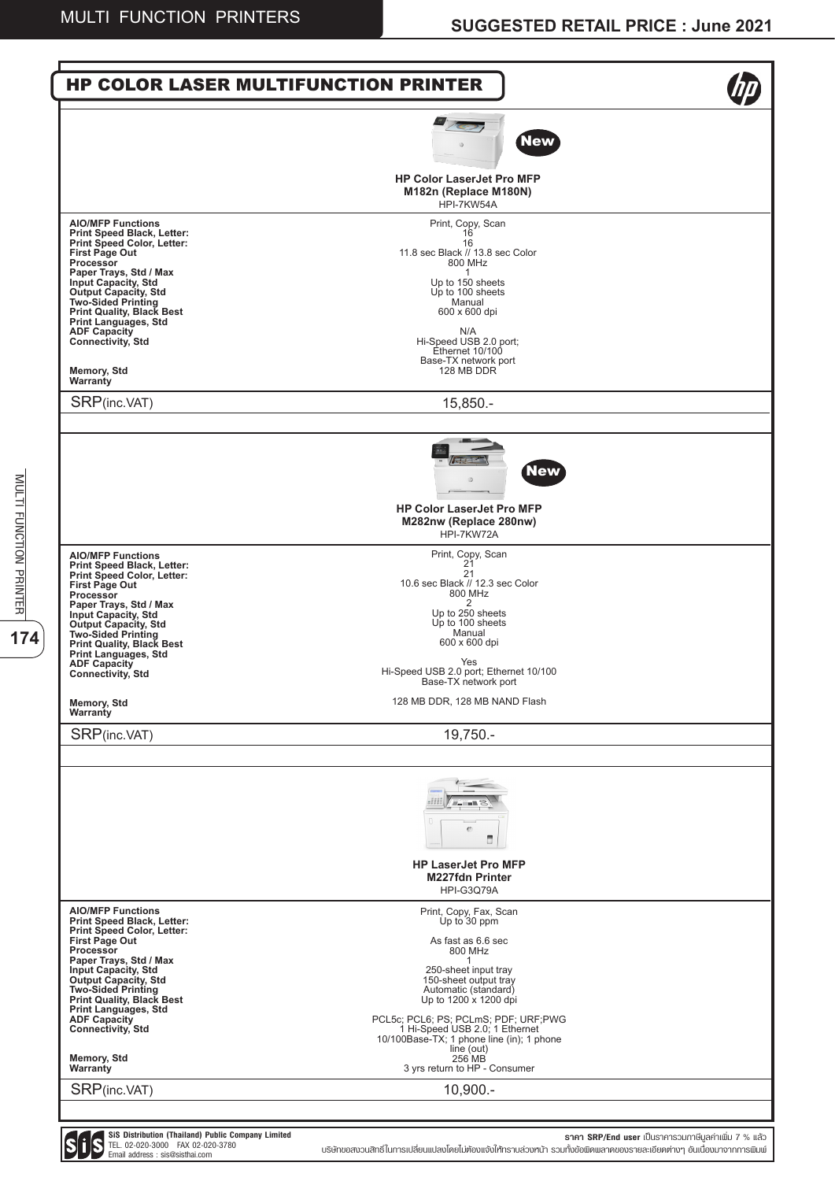# HP COLOR LASER MULTIFUNCTION PRINTER

| | **HP Color LaserJet Pro MFP M182n (Replace M180N)** HPI-7KW54A New |
|---|---|
| **AIO/MFP Functions** | Print, Copy, Scan |
| **Print Speed Black, Letter:** | 16 |
| **Print Speed Color, Letter:** | 16 |
| **First Page Out** | 11.8 sec Black // 13.8 sec Color |
| **Processor** | 800 MHz |
| **Paper Trays, Std / Max** | 1 |
| **Input Capacity, Std** | Up to 150 sheets |
| **Output Capacity, Std** | Up to 100 sheets |
| **Two-Sided Printing** | Manual |
| **Print Quality, Black Best** | 600 x 600 dpi |
| **Print Languages, Std** | |
| **ADF Capacity** | N/A |
| **Connectivity, Std** | Hi-Speed USB 2.0 port; Ethernet 10/100 Base-TX network port |
| **Memory, Std** | 128 MB DDR |
| **Warranty** | |
| SRP(inc.VAT) | 15,850.- |

| | **HP Color LaserJet Pro MFP M282nw (Replace 280nw)** HPI-7KW72A New |
|---|---|
| **AIO/MFP Functions** | Print, Copy, Scan |
| **Print Speed Black, Letter:** | 21 |
| **Print Speed Color, Letter:** | 21 |
| **First Page Out** | 10.6 sec Black // 12.3 sec Color |
| **Processor** | 800 MHz |
| **Paper Trays, Std / Max** | 2 |
| **Input Capacity, Std** | Up to 250 sheets |
| **Output Capacity, Std** | Up to 100 sheets |
| **Two-Sided Printing** | Manual |
| **Print Quality, Black Best** | 600 x 600 dpi |
| **Print Languages, Std** | |
| **ADF Capacity** | Yes |
| **Connectivity, Std** | Hi-Speed USB 2.0 port; Ethernet 10/100 Base-TX network port |
| **Memory, Std** | 128 MB DDR, 128 MB NAND Flash |
| **Warranty** | |
| SRP(inc.VAT) | 19,750.- |

| | **HP LaserJet Pro MFP M227fdn Printer** HPI-G3Q79A |
|---|---|
| **AIO/MFP Functions** | Print, Copy, Fax, Scan |
| **Print Speed Black, Letter:** | Up to 30 ppm |
| **Print Speed Color, Letter:** | |
| **First Page Out** | As fast as 6.6 sec |
| **Processor** | 800 MHz |
| **Paper Trays, Std / Max** | 1 |
| **Input Capacity, Std** | 250-sheet input tray |
| **Output Capacity, Std** | 150-sheet output tray |
| **Two-Sided Printing** | Automatic (standard) |
| **Print Quality, Black Best** | Up to 1200 x 1200 dpi |
| **Print Languages, Std** | |
| **ADF Capacity** | PCL5c; PCL6; PS; PCLmS; PDF; URF;PWG |
| **Connectivity, Std** | 1 Hi-Speed USB 2.0; 1 Ethernet 10/100Base-TX; 1 phone line (in); 1 phone line (out) |
| **Memory, Std** | 256 MB |
| **Warranty** | 3 yrs return to HP - Consumer |
| SRP(inc.VAT) | 10,900.- |

SiS Distribution (Thailand) Public Company Limited
TEL. 02-020-3000 FAX 02-020-3780
Email address : sis@sisthai.com

ราคา SRP/End user เป็นราคารวมภาษีมูลค่าเพิ่ม 7 % แล้ว
บริษัทขอสงวนสิทธิ์ในการเปลี่ยนแปลงโดยไม่ต้องแจ้งให้ทราบล่วงหน้า รวมทั้งข้อผิดพลาดของรายละเอียดต่างๆ อันเนื่องมาจากการพิมพ์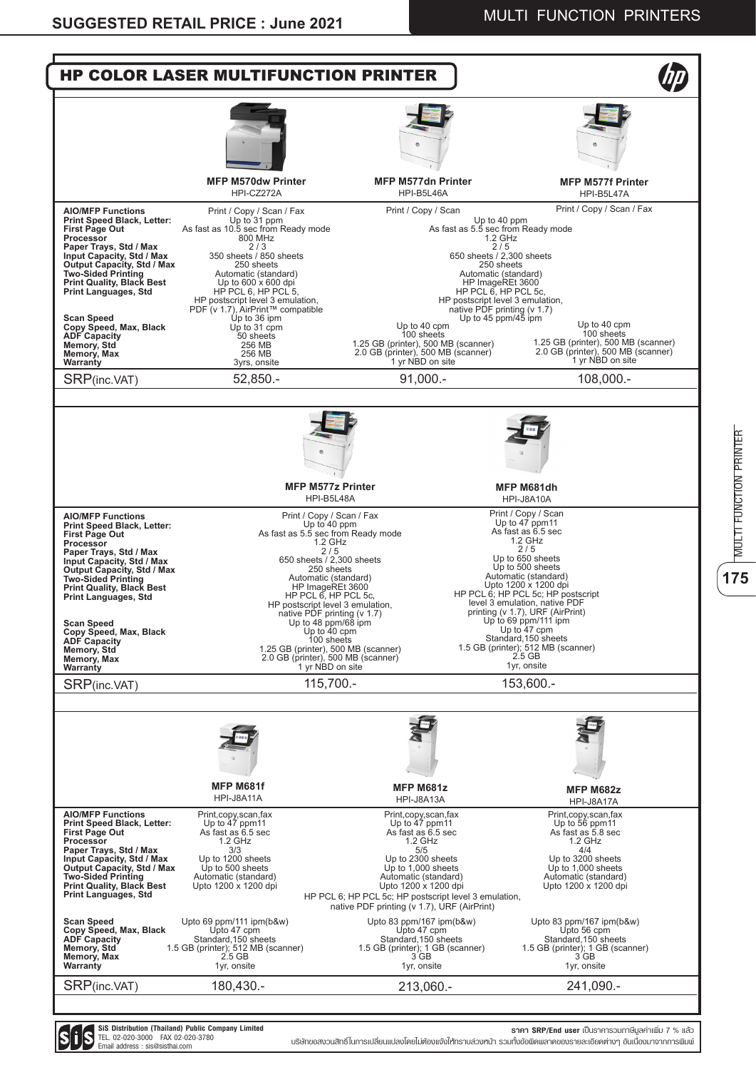## HP COLOR LASER MULTIFUNCTION PRINTER

| | MFP M570dw Printer HPI-CZ272A | MFP M577dn Printer HPI-B5L46A | MFP M577f Printer HPI-B5L47A |
|---|---|---|---|
| AIO/MFP Functions | Print / Copy / Scan / Fax | Print / Copy / Scan | Print / Copy / Scan / Fax |
| Print Speed Black, Letter: | Up to 31 ppm | Up to 40 ppm | |
| First Page Out | As fast as 10.5 sec from Ready mode | As fast as 5.5 sec from Ready mode | |
| Processor | 800 MHz | 1.2 GHz | |
| Paper Trays, Std / Max | 2 / 3 | 2 / 5 | |
| Input Capacity, Std / Max | 350 sheets / 850 sheets | 650 sheets / 2,300 sheets | |
| Output Capacity, Std / Max | 250 sheets | 250 sheets | |
| Two-Sided Printing | Automatic (standard) | Automatic (standard) | |
| Print Quality, Black Best | Up to 600 x 600 dpi | HP ImageREt 3600 | |
| Print Languages, Std | HP PCL 6, HP PCL 5, HP postscript level 3 emulation, PDF (v 1.7), AirPrint™ compatible | HP PCL 6, HP PCL 5c, HP postscript level 3 emulation, native PDF printing (v 1.7) | |
| Scan Speed | Up to 36 ipm | Up to 45 ppm/45 ipm | |
| Copy Speed, Max, Black | Up to 31 cpm | Up to 40 cpm | Up to 40 cpm |
| ADF Capacity | 50 sheets | 100 sheets | 100 sheets |
| Memory, Std | 256 MB | 1.25 GB (printer), 500 MB (scanner) | 1.25 GB (printer), 500 MB (scanner) |
| Memory, Max | 256 MB | 2.0 GB (printer), 500 MB (scanner) | 2.0 GB (printer), 500 MB (scanner) |
| Warranty | 3yrs, onsite | 1 yr NBD on site | 1 yr NBD on site |
| SRP(inc.VAT) | 52,850.- | 91,000.- | 108,000.- |

| | MFP M577z Printer HPI-B5L48A | MFP M681dh HPI-J8A10A |
|---|---|---|
| AIO/MFP Functions | Print / Copy / Scan / Fax | Print / Copy / Scan |
| Print Speed Black, Letter: | Up to 40 ppm | Up to 47 ppm11 |
| First Page Out | As fast as 5.5 sec from Ready mode | As fast as 6.5 sec |
| Processor | 1.2 GHz | 1.2 GHz |
| Paper Trays, Std / Max | 2 / 5 | 2 / 5 |
| Input Capacity, Std / Max | 650 sheets / 2,300 sheets | Up to 650 sheets |
| Output Capacity, Std / Max | 250 sheets | Up to 500 sheets |
| Two-Sided Printing | Automatic (standard) | Automatic (standard) |
| Print Quality, Black Best | HP ImageREt 3600 | Upto 1200 x 1200 dpi |
| Print Languages, Std | HP PCL 6, HP PCL 5c, HP postscript level 3 emulation, native PDF printing (v 1.7) | HP PCL 6; HP PCL 5c; HP postscript level 3 emulation, native PDF printing (v 1.7), URF (AirPrint) |
| Scan Speed | Up to 48 ppm/68 ipm | Up to 69 ppm/111 ipm |
| Copy Speed, Max, Black | Up to 40 cpm | Up to 47 cpm |
| ADF Capacity | 100 sheets | Standard,150 sheets |
| Memory, Std | 1.25 GB (printer), 500 MB (scanner) | 1.5 GB (printer); 512 MB (scanner) |
| Memory, Max | 2.0 GB (printer), 500 MB (scanner) | 2.5 GB |
| Warranty | 1 yr NBD on site | 1yr, onsite |
| SRP(inc.VAT) | 115,700.- | 153,600.- |

| | MFP M681f HPI-J8A11A | MFP M681z HPI-J8A13A | MFP M682z HPI-J8A17A |
|---|---|---|---|
| AIO/MFP Functions | Print,copy,scan,fax | Print,copy,scan,fax | Print,copy,scan,fax |
| Print Speed Black, Letter: | Up to 47 ppm11 | Up to 47 ppm11 | Up to 56 ppm11 |
| First Page Out | As fast as 6.5 sec | As fast as 6.5 sec | As fast as 5.8 sec |
| Processor | 1.2 GHz | 1.2 GHz | 1.2 GHz |
| Paper Trays, Std / Max | 3/3 | 5/5 | 4/4 |
| Input Capacity, Std / Max | Up to 1200 sheets | Up to 2300 sheets | Up to 3200 sheets |
| Output Capacity, Std / Max | Up to 500 sheets | Up to 1,000 sheets | Up to 1,000 sheets |
| Two-Sided Printing | Automatic (standard) | Automatic (standard) | Automatic (standard) |
| Print Quality, Black Best | Upto 1200 x 1200 dpi | Upto 1200 x 1200 dpi | Upto 1200 x 1200 dpi |
| Print Languages, Std | HP PCL 6; HP PCL 5c; HP postscript level 3 emulation, native PDF printing (v 1.7), URF (AirPrint) | | |
| Scan Speed | Upto 69 ppm/111 ipm(b&w) | Upto 83 ppm/167 ipm(b&w) | Upto 83 ppm/167 ipm(b&w) |
| Copy Speed, Max, Black | Upto 47 cpm | Upto 47 cpm | Upto 56 cpm |
| ADF Capacity | Standard,150 sheets | Standard,150 sheets | Standard,150 sheets |
| Memory, Std | 1.5 GB (printer); 512 MB (scanner) | 1.5 GB (printer); 1 GB (scanner) | 1.5 GB (printer); 1 GB (scanner) |
| Memory, Max | 2.5 GB | 3 GB | 3 GB |
| Warranty | 1yr, onsite | 1yr, onsite | 1yr, onsite |
| SRP(inc.VAT) | 180,430.- | 213,060.- | 241,090.- |

**SiS Distribution (Thailand) Public Company Limited**
TEL. 02-020-3000 FAX 02-020-3780
Email address : sis@sisthai.com

**ราคา SRP/End user** เป็นราคารวมภาษีมูลค่าเพิ่ม 7 % แล้ว
บริษัทขอสงวนสิทธิ์ในการเปลี่ยนแปลงโดยไม่ต้องแจ้งให้ทราบล่วงหน้า รวมถึงข้อผิดพลาดของรายละเอียดต่างๆ อันเนื่องมาจากการพิมพ์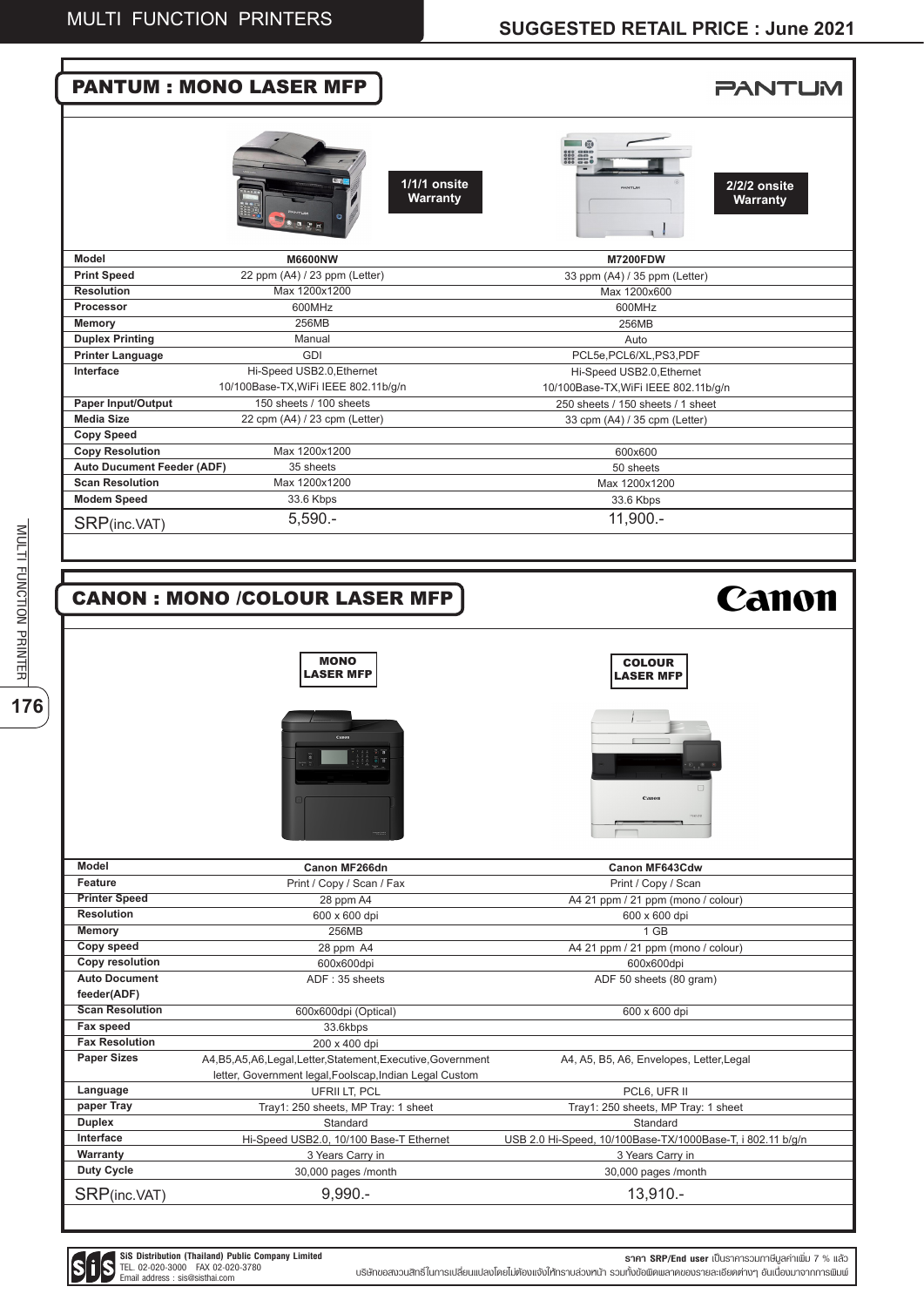# MULTI FUNCTION PRINTERS

## SUGGESTED RETAIL PRICE : June 2021

## PANTUM : MONO LASER MFP

PANTUM

1/1/1 onsite Warranty

2/2/2 onsite Warranty

| Model | M6600NW | M7200FDW |
|---|---|---|
| Print Speed | 22 ppm (A4) / 23 ppm (Letter) | 33 ppm (A4) / 35 ppm (Letter) |
| Resolution | Max 1200x1200 | Max 1200x600 |
| Processor | 600MHz | 600MHz |
| Memory | 256MB | 256MB |
| Duplex Printing | Manual | Auto |
| Printer Language | GDI | PCL5e,PCL6/XL,PS3,PDF |
| Interface | Hi-Speed USB2.0,Ethernet 10/100Base-TX,WiFi IEEE 802.11b/g/n | Hi-Speed USB2.0,Ethernet 10/100Base-TX,WiFi IEEE 802.11b/g/n |
| Paper Input/Output | 150 sheets / 100 sheets | 250 sheets / 150 sheets / 1 sheet |
| Media Size | 22 cpm (A4) / 23 cpm (Letter) | 33 cpm (A4) / 35 cpm (Letter) |
| Copy Speed | | |
| Copy Resolution | Max 1200x1200 | 600x600 |
| Auto Ducument Feeder (ADF) | 35 sheets | 50 sheets |
| Scan Resolution | Max 1200x1200 | Max 1200x1200 |
| Modem Speed | 33.6 Kbps | 33.6 Kbps |
| SRP(inc.VAT) | 5,590.- | 11,900.- |

## CANON : MONO /COLOUR LASER MFP

Canon

MONO LASER MFP

COLOUR LASER MFP

| Model | Canon MF266dn | Canon MF643Cdw |
|---|---|---|
| Feature | Print / Copy / Scan / Fax | Print / Copy / Scan |
| Printer Speed | 28 ppm A4 | A4 21 ppm / 21 ppm (mono / colour) |
| Resolution | 600 x 600 dpi | 600 x 600 dpi |
| Memory | 256MB | 1 GB |
| Copy speed | 28 ppm A4 | A4 21 ppm / 21 ppm (mono / colour) |
| Copy resolution | 600x600dpi | 600x600dpi |
| Auto Document feeder(ADF) | ADF : 35 sheets | ADF 50 sheets (80 gram) |
| Scan Resolution | 600x600dpi (Optical) | 600 x 600 dpi |
| Fax speed | 33.6kbps | |
| Fax Resolution | 200 x 400 dpi | |
| Paper Sizes | A4,B5,A5,A6,Legal,Letter,Statement,Executive,Government letter, Government legal,Foolscap,Indian Legal Custom | A4, A5, B5, A6, Envelopes, Letter,Legal |
| Language | UFRII LT, PCL | PCL6, UFR II |
| paper Tray | Tray1: 250 sheets, MP Tray: 1 sheet | Tray1: 250 sheets, MP Tray: 1 sheet |
| Duplex | Standard | Standard |
| Interface | Hi-Speed USB2.0, 10/100 Base-T Ethernet | USB 2.0 Hi-Speed, 10/100Base-TX/1000Base-T, i 802.11 b/g/n |
| Warranty | 3 Years Carry in | 3 Years Carry in |
| Duty Cycle | 30,000 pages /month | 30,000 pages /month |
| SRP(inc.VAT) | 9,990.- | 13,910.- |

SiS Distribution (Thailand) Public Company Limited
TEL. 02-020-3000 FAX 02-020-3780
Email address : sis@sisthai.com

ราคา SRP/End user เป็นราคารวมภาษีมูลค่าเพิ่ม 7 % แล้ว
บริษัทขอสงวนสิทธิ์ในการเปลี่ยนแปลงโดยไม่ต้องแจ้งให้ทราบล่วงหน้า รวมทั้งข้อผิดพลาดของรายละเอียดต่างๆ อันเนื่องมาจากการพิมพ์